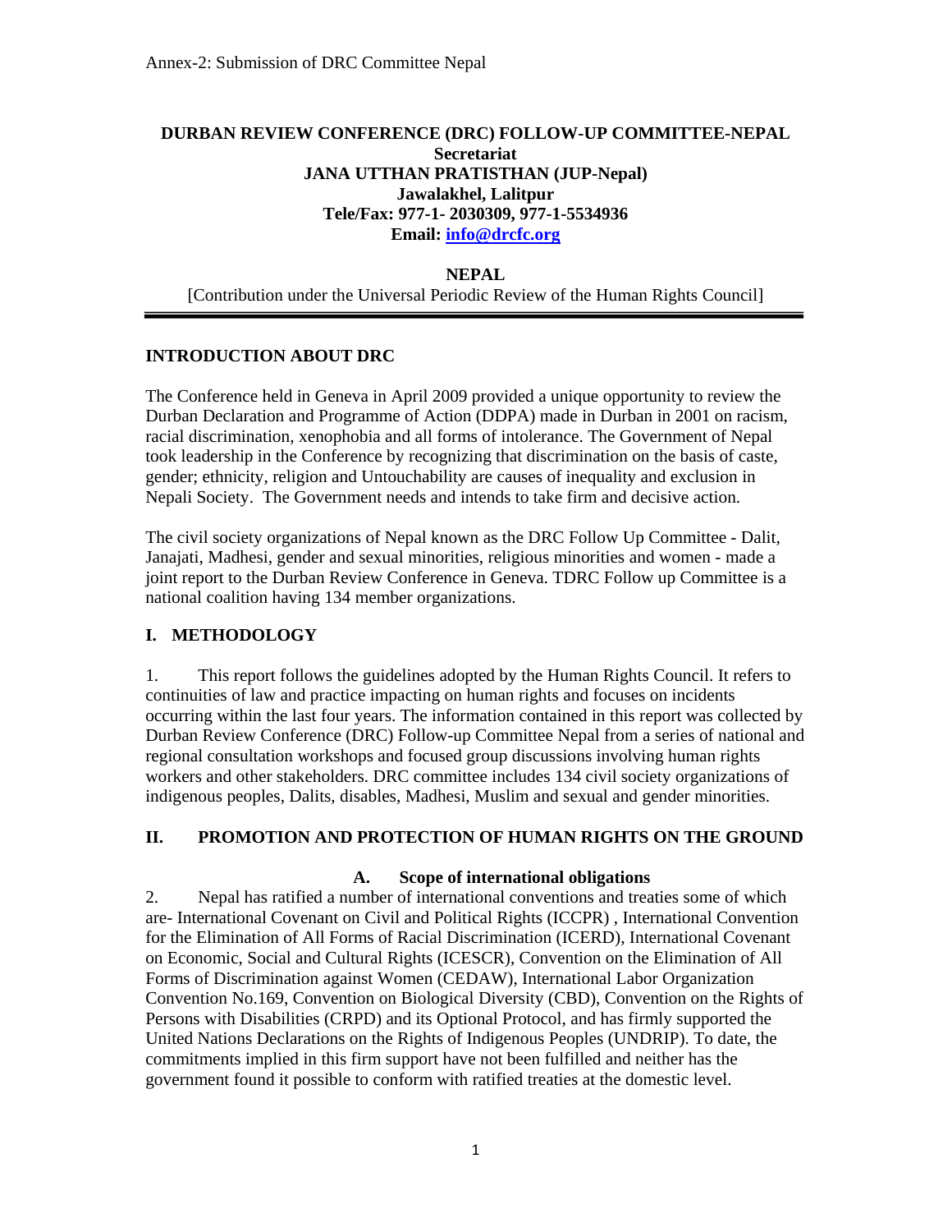Annex-2: Submission of DRC Committee Nepal

**DURBAN REVIEW CONFERENCE (DRC) FOLLOW-UP COMMITTEE-NEPAL**
**Secretariat**
**JANA UTTHAN PRATISTHAN (JUP-Nepal)**
**Jawalakhel, Lalitpur**
**Tele/Fax: 977-1- 2030309, 977-1-5534936**
**Email: info@drcfc.org**

**NEPAL**

[Contribution under the Universal Periodic Review of the Human Rights Council]

---

## INTRODUCTION ABOUT DRC

The Conference held in Geneva in April 2009 provided a unique opportunity to review the Durban Declaration and Programme of Action (DDPA) made in Durban in 2001 on racism, racial discrimination, xenophobia and all forms of intolerance. The Government of Nepal took leadership in the Conference by recognizing that discrimination on the basis of caste, gender; ethnicity, religion and Untouchability are causes of inequality and exclusion in Nepali Society. The Government needs and intends to take firm and decisive action.

The civil society organizations of Nepal known as the DRC Follow Up Committee - Dalit, Janajati, Madhesi, gender and sexual minorities, religious minorities and women - made a joint report to the Durban Review Conference in Geneva. TDRC Follow up Committee is a national coalition having 134 member organizations.

## I. METHODOLOGY

1. This report follows the guidelines adopted by the Human Rights Council. It refers to continuities of law and practice impacting on human rights and focuses on incidents occurring within the last four years. The information contained in this report was collected by Durban Review Conference (DRC) Follow-up Committee Nepal from a series of national and regional consultation workshops and focused group discussions involving human rights workers and other stakeholders. DRC committee includes 134 civil society organizations of indigenous peoples, Dalits, disables, Madhesi, Muslim and sexual and gender minorities.

## II. PROMOTION AND PROTECTION OF HUMAN RIGHTS ON THE GROUND

### A. Scope of international obligations

2. Nepal has ratified a number of international conventions and treaties some of which are- International Covenant on Civil and Political Rights (ICCPR) , International Convention for the Elimination of All Forms of Racial Discrimination (ICERD), International Covenant on Economic, Social and Cultural Rights (ICESCR), Convention on the Elimination of All Forms of Discrimination against Women (CEDAW), International Labor Organization Convention No.169, Convention on Biological Diversity (CBD), Convention on the Rights of Persons with Disabilities (CRPD) and its Optional Protocol, and has firmly supported the United Nations Declarations on the Rights of Indigenous Peoples (UNDRIP). To date, the commitments implied in this firm support have not been fulfilled and neither has the government found it possible to conform with ratified treaties at the domestic level.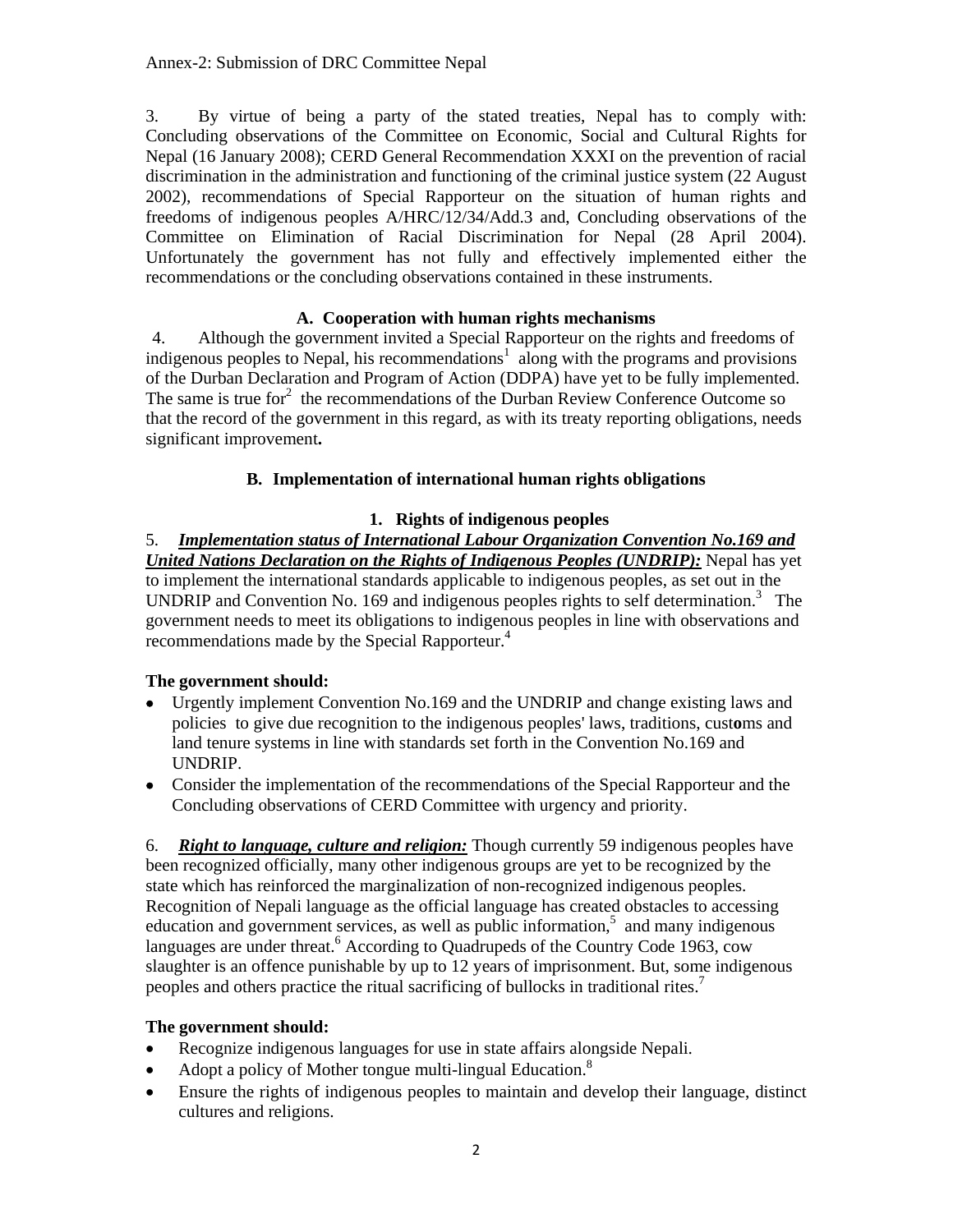3. By virtue of being a party of the stated treaties, Nepal has to comply with: Concluding observations of the Committee on Economic, Social and Cultural Rights for Nepal (16 January 2008); CERD General Recommendation XXXI on the prevention of racial discrimination in the administration and functioning of the criminal justice system (22 August 2002), recommendations of Special Rapporteur on the situation of human rights and freedoms of indigenous peoples A/HRC/12/34/Add.3 and, Concluding observations of the Committee on Elimination of Racial Discrimination for Nepal (28 April 2004). Unfortunately the government has not fully and effectively implemented either the recommendations or the concluding observations contained in these instruments.

### A. Cooperation with human rights mechanisms

4. Although the government invited a Special Rapporteur on the rights and freedoms of indigenous peoples to Nepal, his recommendations[1] along with the programs and provisions of the Durban Declaration and Program of Action (DDPA) have yet to be fully implemented. The same is true for[2] the recommendations of the Durban Review Conference Outcome so that the record of the government in this regard, as with its treaty reporting obligations, needs significant improvement**.**

### B. Implementation of international human rights obligations

#### 1. Rights of indigenous peoples

5. ***Implementation status of International Labour Organization Convention No.169 and United Nations Declaration on the Rights of Indigenous Peoples (UNDRIP):*** Nepal has yet to implement the international standards applicable to indigenous peoples, as set out in the UNDRIP and Convention No. 169 and indigenous peoples rights to self determination.[3] The government needs to meet its obligations to indigenous peoples in line with observations and recommendations made by the Special Rapporteur.[4]

**The government should:**

- Urgently implement Convention No.169 and the UNDRIP and change existing laws and policies to give due recognition to the indigenous peoples' laws, traditions, customs and land tenure systems in line with standards set forth in the Convention No.169 and UNDRIP.
- Consider the implementation of the recommendations of the Special Rapporteur and the Concluding observations of CERD Committee with urgency and priority.

6. ***Right to language, culture and religion:*** Though currently 59 indigenous peoples have been recognized officially, many other indigenous groups are yet to be recognized by the state which has reinforced the marginalization of non-recognized indigenous peoples. Recognition of Nepali language as the official language has created obstacles to accessing education and government services, as well as public information,[5] and many indigenous languages are under threat.[6] According to Quadrupeds of the Country Code 1963, cow slaughter is an offence punishable by up to 12 years of imprisonment. But, some indigenous peoples and others practice the ritual sacrificing of bullocks in traditional rites.[7]

**The government should:**

- Recognize indigenous languages for use in state affairs alongside Nepali.
- Adopt a policy of Mother tongue multi-lingual Education.[8]
- Ensure the rights of indigenous peoples to maintain and develop their language, distinct cultures and religions.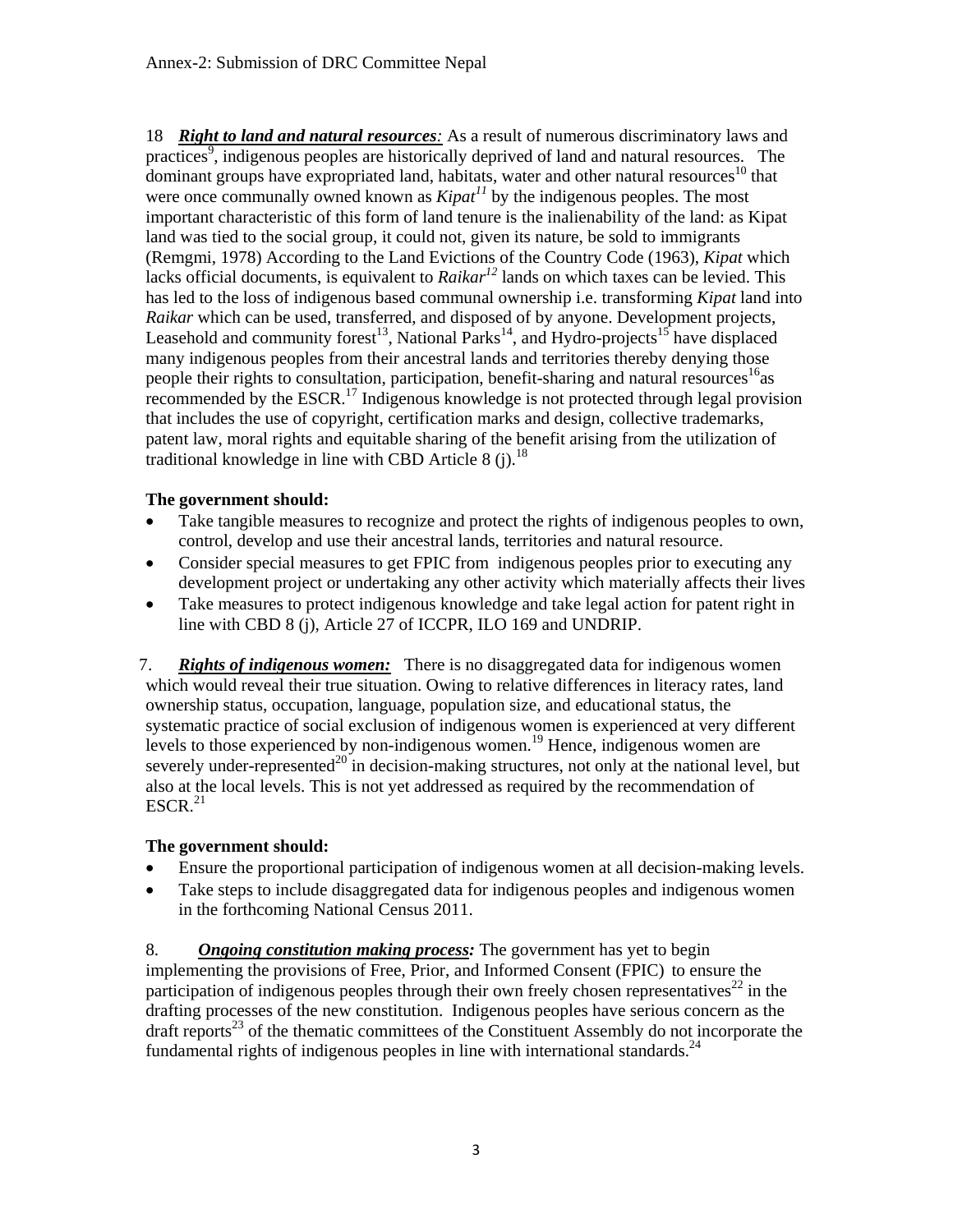18 ***Right to land and natural resources:*** As a result of numerous discriminatory laws and practices[9], indigenous peoples are historically deprived of land and natural resources. The dominant groups have expropriated land, habitats, water and other natural resources[10] that were once communally owned known as *Kipat[11]* by the indigenous peoples. The most important characteristic of this form of land tenure is the inalienability of the land: as Kipat land was tied to the social group, it could not, given its nature, be sold to immigrants (Remgmi, 1978) According to the Land Evictions of the Country Code (1963), *Kipat* which lacks official documents, is equivalent to *Raikar[12]* lands on which taxes can be levied. This has led to the loss of indigenous based communal ownership i.e. transforming *Kipat* land into *Raikar* which can be used, transferred, and disposed of by anyone. Development projects, Leasehold and community forest[13], National Parks[14], and Hydro-projects[15] have displaced many indigenous peoples from their ancestral lands and territories thereby denying those people their rights to consultation, participation, benefit-sharing and natural resources[16]as recommended by the ESCR.[17] Indigenous knowledge is not protected through legal provision that includes the use of copyright, certification marks and design, collective trademarks, patent law, moral rights and equitable sharing of the benefit arising from the utilization of traditional knowledge in line with CBD Article 8 (j).[18]

**The government should:**

- Take tangible measures to recognize and protect the rights of indigenous peoples to own, control, develop and use their ancestral lands, territories and natural resource.
- Consider special measures to get FPIC from indigenous peoples prior to executing any development project or undertaking any other activity which materially affects their lives
- Take measures to protect indigenous knowledge and take legal action for patent right in line with CBD 8 (j), Article 27 of ICCPR, ILO 169 and UNDRIP.

7. ***Rights of indigenous women:*** There is no disaggregated data for indigenous women which would reveal their true situation. Owing to relative differences in literacy rates, land ownership status, occupation, language, population size, and educational status, the systematic practice of social exclusion of indigenous women is experienced at very different levels to those experienced by non-indigenous women.[19] Hence, indigenous women are severely under-represented[20] in decision-making structures, not only at the national level, but also at the local levels. This is not yet addressed as required by the recommendation of ESCR.[21]

**The government should:**

- Ensure the proportional participation of indigenous women at all decision-making levels.
- Take steps to include disaggregated data for indigenous peoples and indigenous women in the forthcoming National Census 2011.

8. ***Ongoing constitution making process:*** The government has yet to begin implementing the provisions of Free, Prior, and Informed Consent (FPIC) to ensure the participation of indigenous peoples through their own freely chosen representatives[22] in the drafting processes of the new constitution. Indigenous peoples have serious concern as the draft reports[23] of the thematic committees of the Constituent Assembly do not incorporate the fundamental rights of indigenous peoples in line with international standards.[24]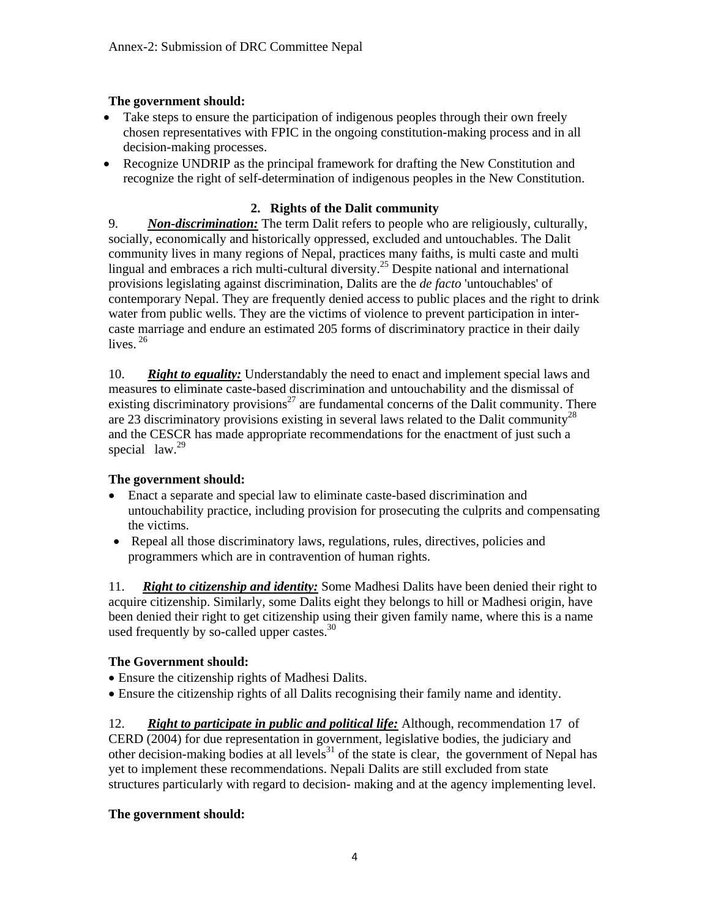**The government should:**

- Take steps to ensure the participation of indigenous peoples through their own freely chosen representatives with FPIC in the ongoing constitution-making process and in all decision-making processes.
- Recognize UNDRIP as the principal framework for drafting the New Constitution and recognize the right of self-determination of indigenous peoples in the New Constitution.

## 2. Rights of the Dalit community

9. ***Non-discrimination:*** The term Dalit refers to people who are religiously, culturally, socially, economically and historically oppressed, excluded and untouchables. The Dalit community lives in many regions of Nepal, practices many faiths, is multi caste and multi lingual and embraces a rich multi-cultural diversity.[25] Despite national and international provisions legislating against discrimination, Dalits are the *de facto* 'untouchables' of contemporary Nepal. They are frequently denied access to public places and the right to drink water from public wells. They are the victims of violence to prevent participation in inter-caste marriage and endure an estimated 205 forms of discriminatory practice in their daily lives.[26]

10. ***Right to equality:*** Understandably the need to enact and implement special laws and measures to eliminate caste-based discrimination and untouchability and the dismissal of existing discriminatory provisions[27] are fundamental concerns of the Dalit community. There are 23 discriminatory provisions existing in several laws related to the Dalit community[28] and the CESCR has made appropriate recommendations for the enactment of just such a special law.[29]

**The government should:**

- Enact a separate and special law to eliminate caste-based discrimination and untouchability practice, including provision for prosecuting the culprits and compensating the victims.
- Repeal all those discriminatory laws, regulations, rules, directives, policies and programmers which are in contravention of human rights.

11. ***Right to citizenship and identity:*** Some Madhesi Dalits have been denied their right to acquire citizenship. Similarly, some Dalits eight they belongs to hill or Madhesi origin, have been denied their right to get citizenship using their given family name, where this is a name used frequently by so-called upper castes.[30]

**The Government should:**

- Ensure the citizenship rights of Madhesi Dalits.
- Ensure the citizenship rights of all Dalits recognising their family name and identity.

12. ***Right to participate in public and political life:*** Although, recommendation 17 of CERD (2004) for due representation in government, legislative bodies, the judiciary and other decision-making bodies at all levels[31] of the state is clear, the government of Nepal has yet to implement these recommendations. Nepali Dalits are still excluded from state structures particularly with regard to decision- making and at the agency implementing level.

**The government should:**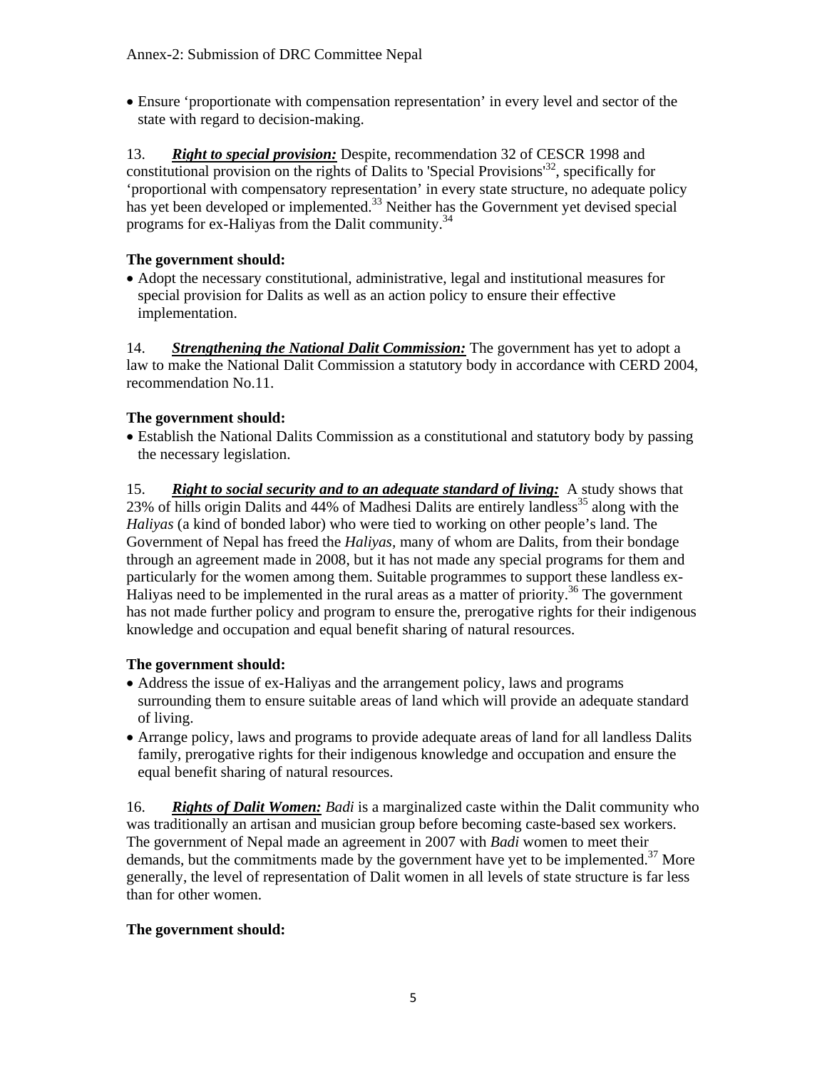- Ensure 'proportionate with compensation representation' in every level and sector of the state with regard to decision-making.

13. ***Right to special provision:*** Despite, recommendation 32 of CESCR 1998 and constitutional provision on the rights of Dalits to 'Special Provisions'[32], specifically for 'proportional with compensatory representation' in every state structure, no adequate policy has yet been developed or implemented.[33] Neither has the Government yet devised special programs for ex-Haliyas from the Dalit community.[34]

**The government should:**

- Adopt the necessary constitutional, administrative, legal and institutional measures for special provision for Dalits as well as an action policy to ensure their effective implementation.

14. ***Strengthening the National Dalit Commission:*** The government has yet to adopt a law to make the National Dalit Commission a statutory body in accordance with CERD 2004, recommendation No.11.

**The government should:**

- Establish the National Dalits Commission as a constitutional and statutory body by passing the necessary legislation.

15. ***Right to social security and to an adequate standard of living:*** A study shows that 23% of hills origin Dalits and 44% of Madhesi Dalits are entirely landless[35] along with the *Haliyas* (a kind of bonded labor) who were tied to working on other people's land. The Government of Nepal has freed the *Haliyas*, many of whom are Dalits, from their bondage through an agreement made in 2008, but it has not made any special programs for them and particularly for the women among them. Suitable programmes to support these landless ex-Haliyas need to be implemented in the rural areas as a matter of priority.[36] The government has not made further policy and program to ensure the, prerogative rights for their indigenous knowledge and occupation and equal benefit sharing of natural resources.

**The government should:**

- Address the issue of ex-Haliyas and the arrangement policy, laws and programs surrounding them to ensure suitable areas of land which will provide an adequate standard of living.
- Arrange policy, laws and programs to provide adequate areas of land for all landless Dalits family, prerogative rights for their indigenous knowledge and occupation and ensure the equal benefit sharing of natural resources.

16. ***Rights of Dalit Women:*** *Badi* is a marginalized caste within the Dalit community who was traditionally an artisan and musician group before becoming caste-based sex workers. The government of Nepal made an agreement in 2007 with *Badi* women to meet their demands, but the commitments made by the government have yet to be implemented.[37] More generally, the level of representation of Dalit women in all levels of state structure is far less than for other women.

**The government should:**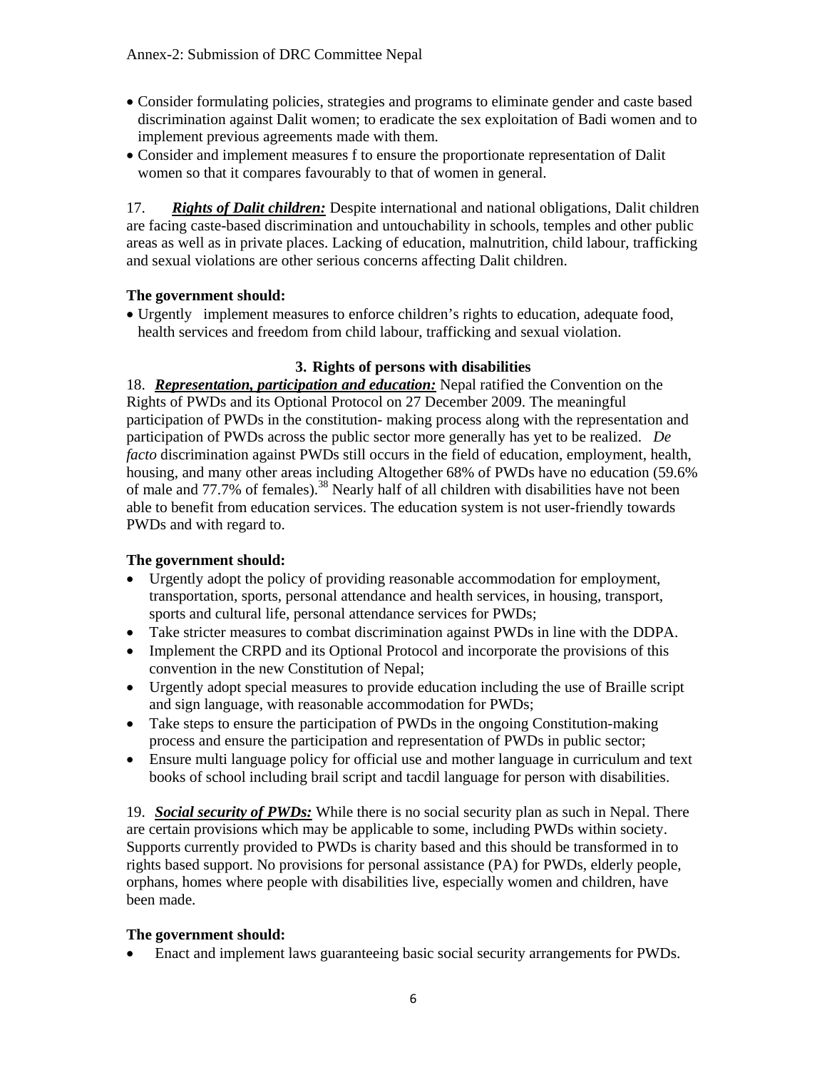- Consider formulating policies, strategies and programs to eliminate gender and caste based discrimination against Dalit women; to eradicate the sex exploitation of Badi women and to implement previous agreements made with them.
- Consider and implement measures f to ensure the proportionate representation of Dalit women so that it compares favourably to that of women in general.

17. ***Rights of Dalit children:*** Despite international and national obligations, Dalit children are facing caste-based discrimination and untouchability in schools, temples and other public areas as well as in private places. Lacking of education, malnutrition, child labour, trafficking and sexual violations are other serious concerns affecting Dalit children.

**The government should:**

- Urgently implement measures to enforce children's rights to education, adequate food, health services and freedom from child labour, trafficking and sexual violation.

## 3. Rights of persons with disabilities

18. ***Representation, participation and education:*** Nepal ratified the Convention on the Rights of PWDs and its Optional Protocol on 27 December 2009. The meaningful participation of PWDs in the constitution- making process along with the representation and participation of PWDs across the public sector more generally has yet to be realized. *De facto* discrimination against PWDs still occurs in the field of education, employment, health, housing, and many other areas including Altogether 68% of PWDs have no education (59.6% of male and 77.7% of females).[38] Nearly half of all children with disabilities have not been able to benefit from education services. The education system is not user-friendly towards PWDs and with regard to.

**The government should:**

- Urgently adopt the policy of providing reasonable accommodation for employment, transportation, sports, personal attendance and health services, in housing, transport, sports and cultural life, personal attendance services for PWDs;
- Take stricter measures to combat discrimination against PWDs in line with the DDPA.
- Implement the CRPD and its Optional Protocol and incorporate the provisions of this convention in the new Constitution of Nepal;
- Urgently adopt special measures to provide education including the use of Braille script and sign language, with reasonable accommodation for PWDs;
- Take steps to ensure the participation of PWDs in the ongoing Constitution-making process and ensure the participation and representation of PWDs in public sector;
- Ensure multi language policy for official use and mother language in curriculum and text books of school including brail script and tacdil language for person with disabilities.

19. ***Social security of PWDs:*** While there is no social security plan as such in Nepal. There are certain provisions which may be applicable to some, including PWDs within society. Supports currently provided to PWDs is charity based and this should be transformed in to rights based support. No provisions for personal assistance (PA) for PWDs, elderly people, orphans, homes where people with disabilities live, especially women and children, have been made.

**The government should:**

- Enact and implement laws guaranteeing basic social security arrangements for PWDs.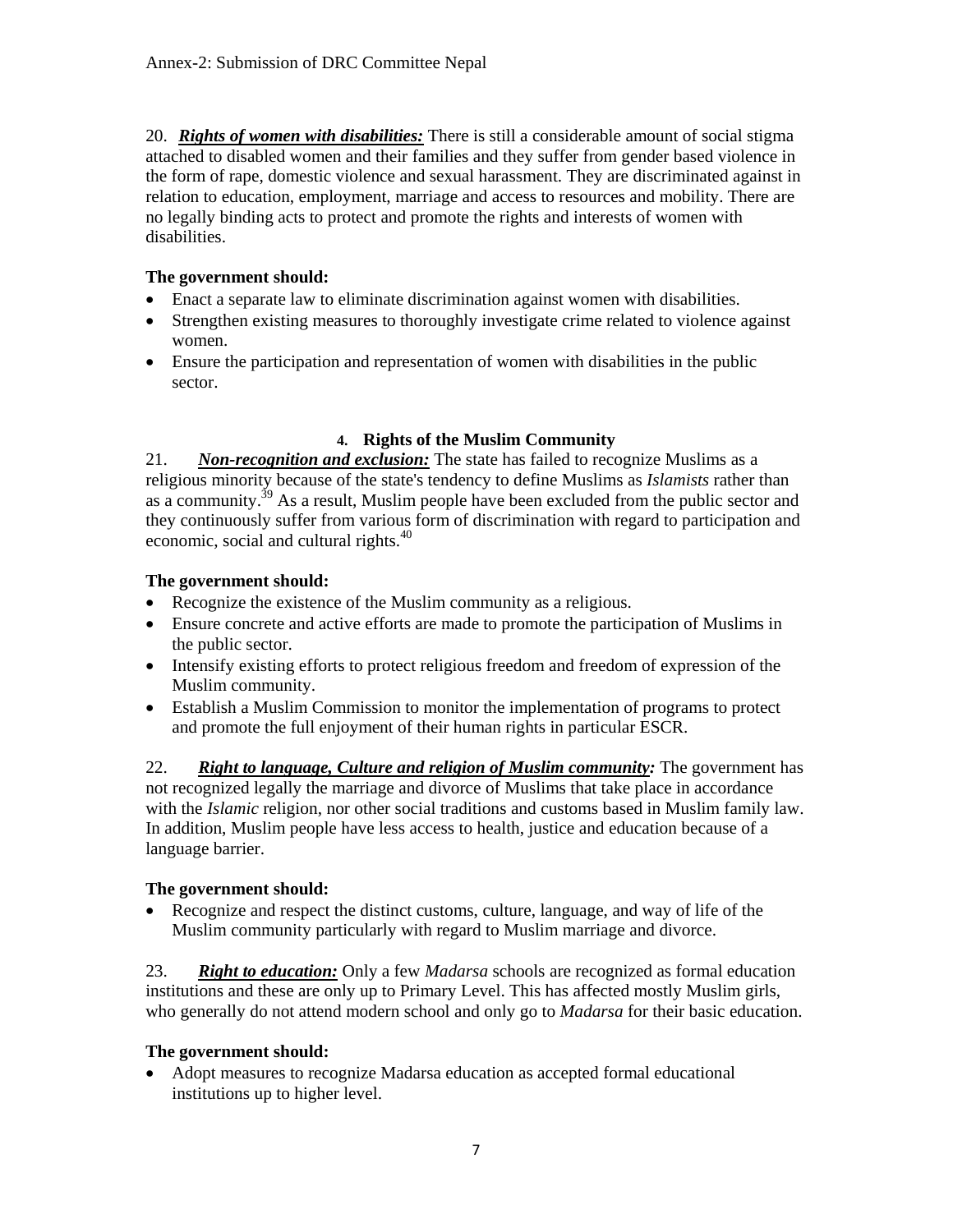20. ***Rights of women with disabilities:*** There is still a considerable amount of social stigma attached to disabled women and their families and they suffer from gender based violence in the form of rape, domestic violence and sexual harassment. They are discriminated against in relation to education, employment, marriage and access to resources and mobility. There are no legally binding acts to protect and promote the rights and interests of women with disabilities.

**The government should:**

- Enact a separate law to eliminate discrimination against women with disabilities.
- Strengthen existing measures to thoroughly investigate crime related to violence against women.
- Ensure the participation and representation of women with disabilities in the public sector.

## 4. Rights of the Muslim Community

21. ***Non-recognition and exclusion:*** The state has failed to recognize Muslims as a religious minority because of the state's tendency to define Muslims as *Islamists* rather than as a community.[39] As a result, Muslim people have been excluded from the public sector and they continuously suffer from various form of discrimination with regard to participation and economic, social and cultural rights.[40]

**The government should:**

- Recognize the existence of the Muslim community as a religious.
- Ensure concrete and active efforts are made to promote the participation of Muslims in the public sector.
- Intensify existing efforts to protect religious freedom and freedom of expression of the Muslim community.
- Establish a Muslim Commission to monitor the implementation of programs to protect and promote the full enjoyment of their human rights in particular ESCR.

22. ***Right to language, Culture and religion of Muslim community:*** The government has not recognized legally the marriage and divorce of Muslims that take place in accordance with the *Islamic* religion, nor other social traditions and customs based in Muslim family law. In addition, Muslim people have less access to health, justice and education because of a language barrier.

**The government should:**

- Recognize and respect the distinct customs, culture, language, and way of life of the Muslim community particularly with regard to Muslim marriage and divorce.

23. ***Right to education:*** Only a few *Madarsa* schools are recognized as formal education institutions and these are only up to Primary Level. This has affected mostly Muslim girls, who generally do not attend modern school and only go to *Madarsa* for their basic education.

**The government should:**

- Adopt measures to recognize Madarsa education as accepted formal educational institutions up to higher level.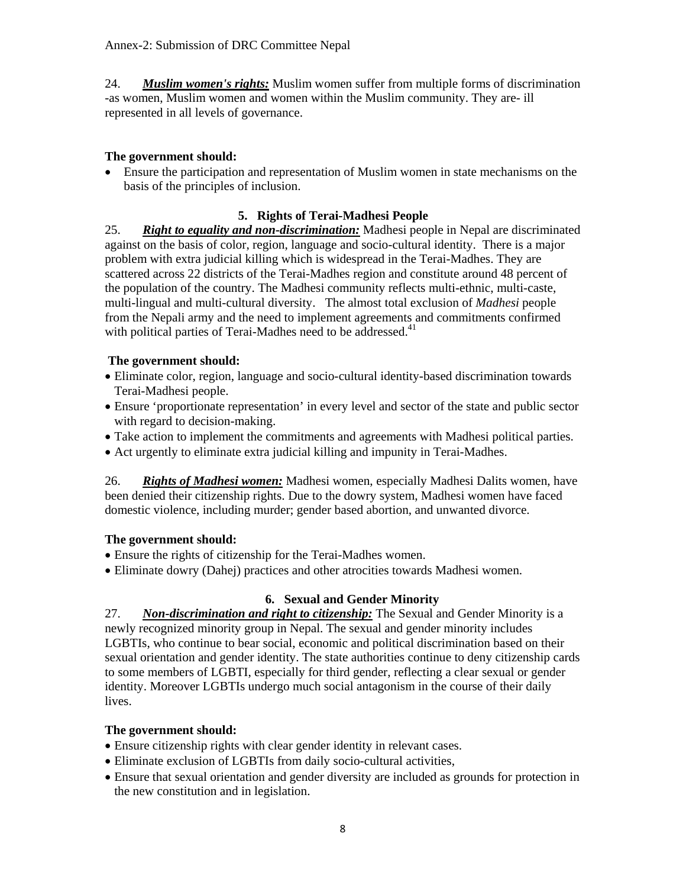24. ***Muslim women's rights:*** Muslim women suffer from multiple forms of discrimination -as women, Muslim women and women within the Muslim community. They are- ill represented in all levels of governance.

**The government should:**

- Ensure the participation and representation of Muslim women in state mechanisms on the basis of the principles of inclusion.

### 5. Rights of Terai-Madhesi People

25. ***Right to equality and non-discrimination:*** Madhesi people in Nepal are discriminated against on the basis of color, region, language and socio-cultural identity. There is a major problem with extra judicial killing which is widespread in the Terai-Madhes. They are scattered across 22 districts of the Terai-Madhes region and constitute around 48 percent of the population of the country. The Madhesi community reflects multi-ethnic, multi-caste, multi-lingual and multi-cultural diversity. The almost total exclusion of *Madhesi* people from the Nepali army and the need to implement agreements and commitments confirmed with political parties of Terai-Madhes need to be addressed.[41]

**The government should:**

- Eliminate color, region, language and socio-cultural identity-based discrimination towards Terai-Madhesi people.
- Ensure 'proportionate representation' in every level and sector of the state and public sector with regard to decision-making.
- Take action to implement the commitments and agreements with Madhesi political parties.
- Act urgently to eliminate extra judicial killing and impunity in Terai-Madhes.

26. ***Rights of Madhesi women:*** Madhesi women, especially Madhesi Dalits women, have been denied their citizenship rights. Due to the dowry system, Madhesi women have faced domestic violence, including murder; gender based abortion, and unwanted divorce.

**The government should:**

- Ensure the rights of citizenship for the Terai-Madhes women.
- Eliminate dowry (Dahej) practices and other atrocities towards Madhesi women.

### 6. Sexual and Gender Minority

27. ***Non-discrimination and right to citizenship:*** The Sexual and Gender Minority is a newly recognized minority group in Nepal. The sexual and gender minority includes LGBTIs, who continue to bear social, economic and political discrimination based on their sexual orientation and gender identity. The state authorities continue to deny citizenship cards to some members of LGBTI, especially for third gender, reflecting a clear sexual or gender identity. Moreover LGBTIs undergo much social antagonism in the course of their daily lives.

**The government should:**

- Ensure citizenship rights with clear gender identity in relevant cases.
- Eliminate exclusion of LGBTIs from daily socio-cultural activities,
- Ensure that sexual orientation and gender diversity are included as grounds for protection in the new constitution and in legislation.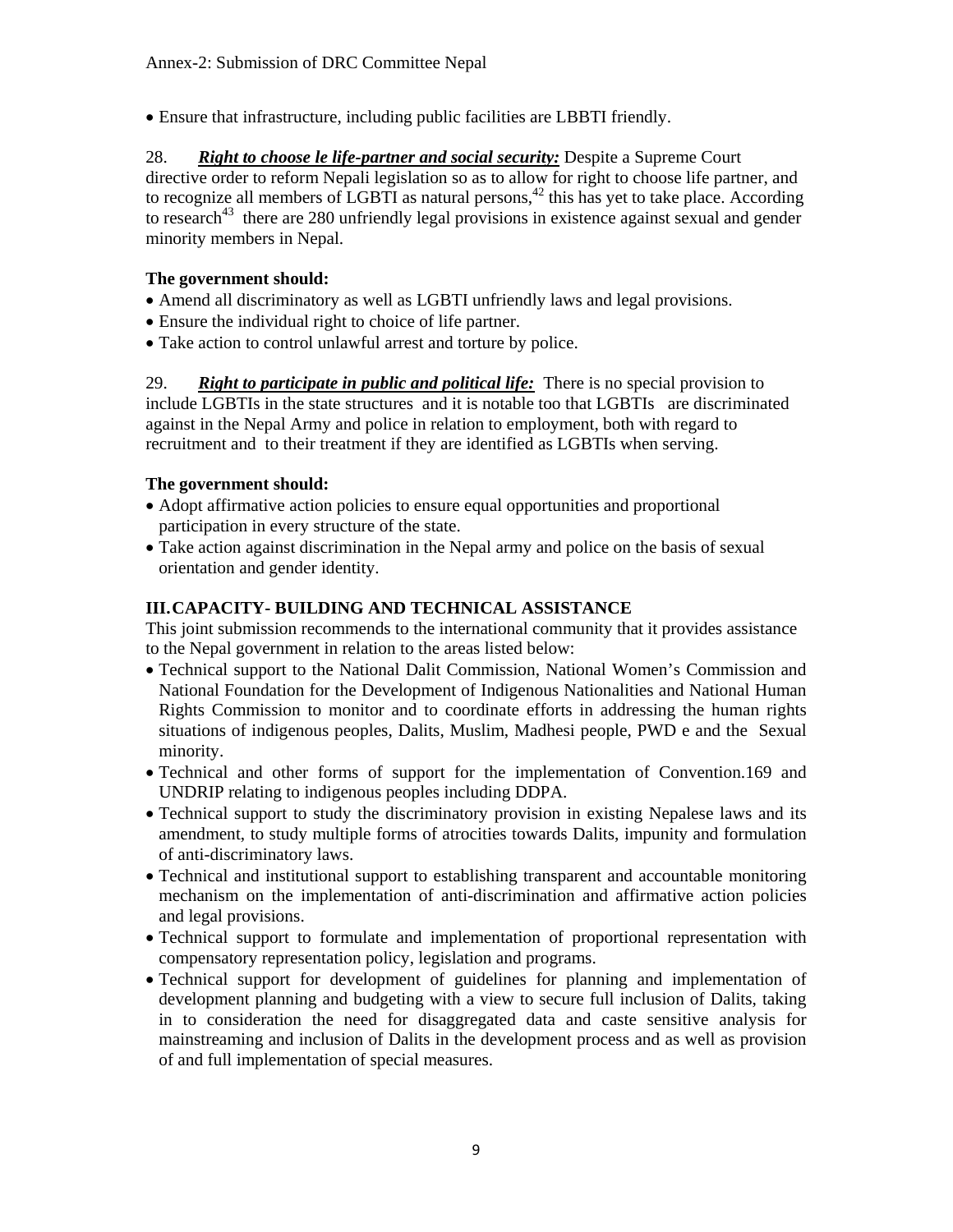- Ensure that infrastructure, including public facilities are LBBTI friendly.

28. ***Right to choose le life-partner and social security:*** Despite a Supreme Court directive order to reform Nepali legislation so as to allow for right to choose life partner, and to recognize all members of LGBTI as natural persons,[42] this has yet to take place. According to research[43] there are 280 unfriendly legal provisions in existence against sexual and gender minority members in Nepal.

**The government should:**

- Amend all discriminatory as well as LGBTI unfriendly laws and legal provisions.
- Ensure the individual right to choice of life partner.
- Take action to control unlawful arrest and torture by police.

29. ***Right to participate in public and political life:*** There is no special provision to include LGBTIs in the state structures and it is notable too that LGBTIs are discriminated against in the Nepal Army and police in relation to employment, both with regard to recruitment and to their treatment if they are identified as LGBTIs when serving.

**The government should:**

- Adopt affirmative action policies to ensure equal opportunities and proportional participation in every structure of the state.
- Take action against discrimination in the Nepal army and police on the basis of sexual orientation and gender identity.

## III. CAPACITY- BUILDING AND TECHNICAL ASSISTANCE

This joint submission recommends to the international community that it provides assistance to the Nepal government in relation to the areas listed below:

- Technical support to the National Dalit Commission, National Women's Commission and National Foundation for the Development of Indigenous Nationalities and National Human Rights Commission to monitor and to coordinate efforts in addressing the human rights situations of indigenous peoples, Dalits, Muslim, Madhesi people, PWD e and the Sexual minority.
- Technical and other forms of support for the implementation of Convention.169 and UNDRIP relating to indigenous peoples including DDPA.
- Technical support to study the discriminatory provision in existing Nepalese laws and its amendment, to study multiple forms of atrocities towards Dalits, impunity and formulation of anti-discriminatory laws.
- Technical and institutional support to establishing transparent and accountable monitoring mechanism on the implementation of anti-discrimination and affirmative action policies and legal provisions.
- Technical support to formulate and implementation of proportional representation with compensatory representation policy, legislation and programs.
- Technical support for development of guidelines for planning and implementation of development planning and budgeting with a view to secure full inclusion of Dalits, taking in to consideration the need for disaggregated data and caste sensitive analysis for mainstreaming and inclusion of Dalits in the development process and as well as provision of and full implementation of special measures.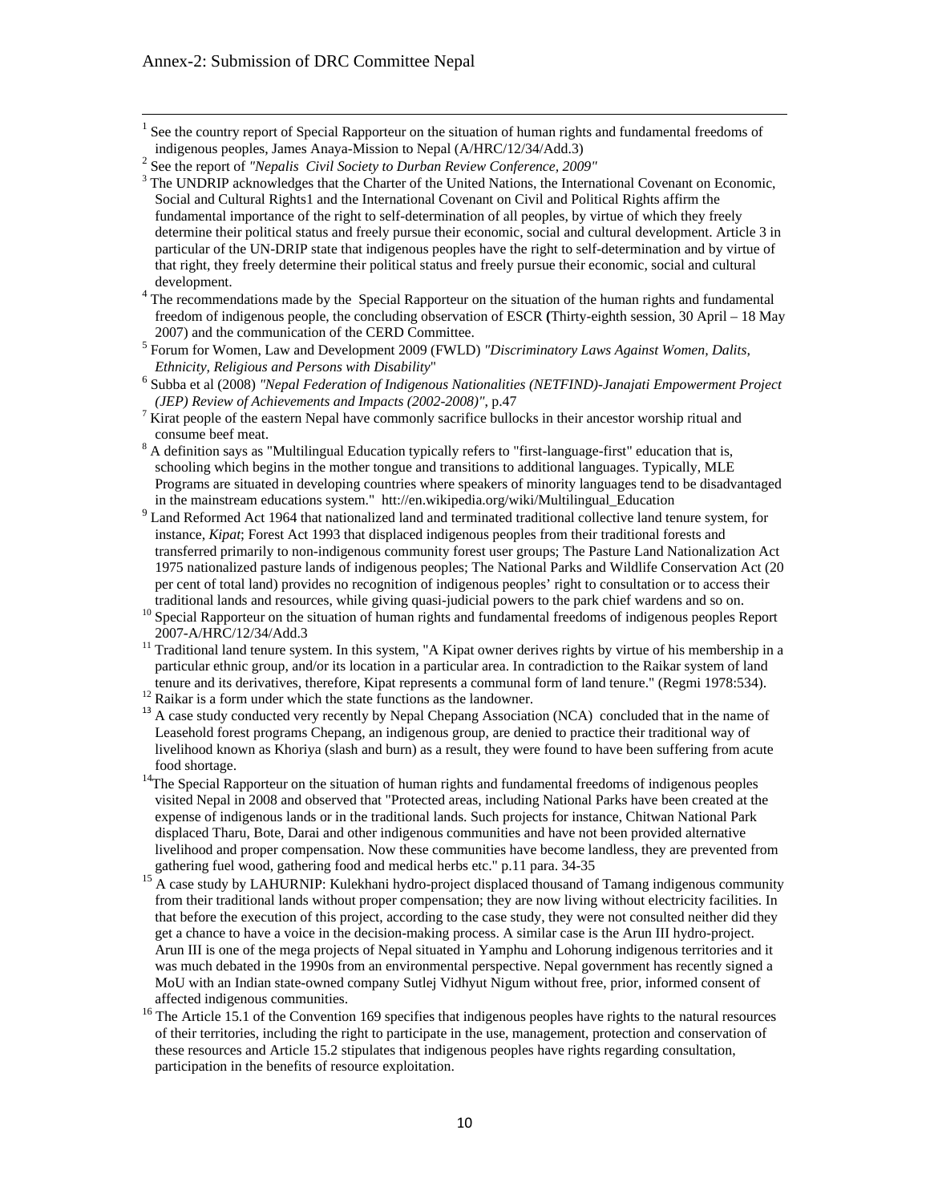Annex-2: Submission of DRC Committee Nepal

---

[1] See the country report of Special Rapporteur on the situation of human rights and fundamental freedoms of indigenous peoples, James Anaya-Mission to Nepal (A/HRC/12/34/Add.3)

[2] See the report of *"Nepalis Civil Society to Durban Review Conference, 2009"*

[3] The UNDRIP acknowledges that the Charter of the United Nations, the International Covenant on Economic, Social and Cultural Rights1 and the International Covenant on Civil and Political Rights affirm the fundamental importance of the right to self-determination of all peoples, by virtue of which they freely determine their political status and freely pursue their economic, social and cultural development. Article 3 in particular of the UN-DRIP state that indigenous peoples have the right to self-determination and by virtue of that right, they freely determine their political status and freely pursue their economic, social and cultural development.

[4] The recommendations made by the Special Rapporteur on the situation of the human rights and fundamental freedom of indigenous people, the concluding observation of ESCR **(**Thirty-eighth session, 30 April – 18 May 2007) and the communication of the CERD Committee.

[5] Forum for Women, Law and Development 2009 (FWLD) *"Discriminatory Laws Against Women, Dalits, Ethnicity, Religious and Persons with Disability*"

[6] Subba et al (2008) *"Nepal Federation of Indigenous Nationalities (NETFIND)-Janajati Empowerment Project (JEP) Review of Achievements and Impacts (2002-2008)"*, p.47

[7] Kirat people of the eastern Nepal have commonly sacrifice bullocks in their ancestor worship ritual and consume beef meat.

[8] A definition says as "Multilingual Education typically refers to "first-language-first" education that is, schooling which begins in the mother tongue and transitions to additional languages. Typically, MLE Programs are situated in developing countries where speakers of minority languages tend to be disadvantaged in the mainstream educations system." htt://en.wikipedia.org/wiki/Multilingual_Education

[9] Land Reformed Act 1964 that nationalized land and terminated traditional collective land tenure system, for instance, *Kipat*; Forest Act 1993 that displaced indigenous peoples from their traditional forests and transferred primarily to non-indigenous community forest user groups; The Pasture Land Nationalization Act 1975 nationalized pasture lands of indigenous peoples; The National Parks and Wildlife Conservation Act (20 per cent of total land) provides no recognition of indigenous peoples' right to consultation or to access their traditional lands and resources, while giving quasi-judicial powers to the park chief wardens and so on.

[10] Special Rapporteur on the situation of human rights and fundamental freedoms of indigenous peoples Report 2007-A/HRC/12/34/Add.3

[11] Traditional land tenure system. In this system, "A Kipat owner derives rights by virtue of his membership in a particular ethnic group, and/or its location in a particular area. In contradiction to the Raikar system of land tenure and its derivatives, therefore, Kipat represents a communal form of land tenure." (Regmi 1978:534).

[12] Raikar is a form under which the state functions as the landowner.

[13] A case study conducted very recently by Nepal Chepang Association (NCA) concluded that in the name of Leasehold forest programs Chepang, an indigenous group, are denied to practice their traditional way of livelihood known as Khoriya (slash and burn) as a result, they were found to have been suffering from acute food shortage.

[14] The Special Rapporteur on the situation of human rights and fundamental freedoms of indigenous peoples visited Nepal in 2008 and observed that "Protected areas, including National Parks have been created at the expense of indigenous lands or in the traditional lands. Such projects for instance, Chitwan National Park displaced Tharu, Bote, Darai and other indigenous communities and have not been provided alternative livelihood and proper compensation. Now these communities have become landless, they are prevented from gathering fuel wood, gathering food and medical herbs etc." p.11 para. 34-35

[15] A case study by LAHURNIP: Kulekhani hydro-project displaced thousand of Tamang indigenous community from their traditional lands without proper compensation; they are now living without electricity facilities. In that before the execution of this project, according to the case study, they were not consulted neither did they get a chance to have a voice in the decision-making process. A similar case is the Arun III hydro-project. Arun III is one of the mega projects of Nepal situated in Yamphu and Lohorung indigenous territories and it was much debated in the 1990s from an environmental perspective. Nepal government has recently signed a MoU with an Indian state-owned company Sutlej Vidhyut Nigum without free, prior, informed consent of affected indigenous communities.

[16] The Article 15.1 of the Convention 169 specifies that indigenous peoples have rights to the natural resources of their territories, including the right to participate in the use, management, protection and conservation of these resources and Article 15.2 stipulates that indigenous peoples have rights regarding consultation, participation in the benefits of resource exploitation.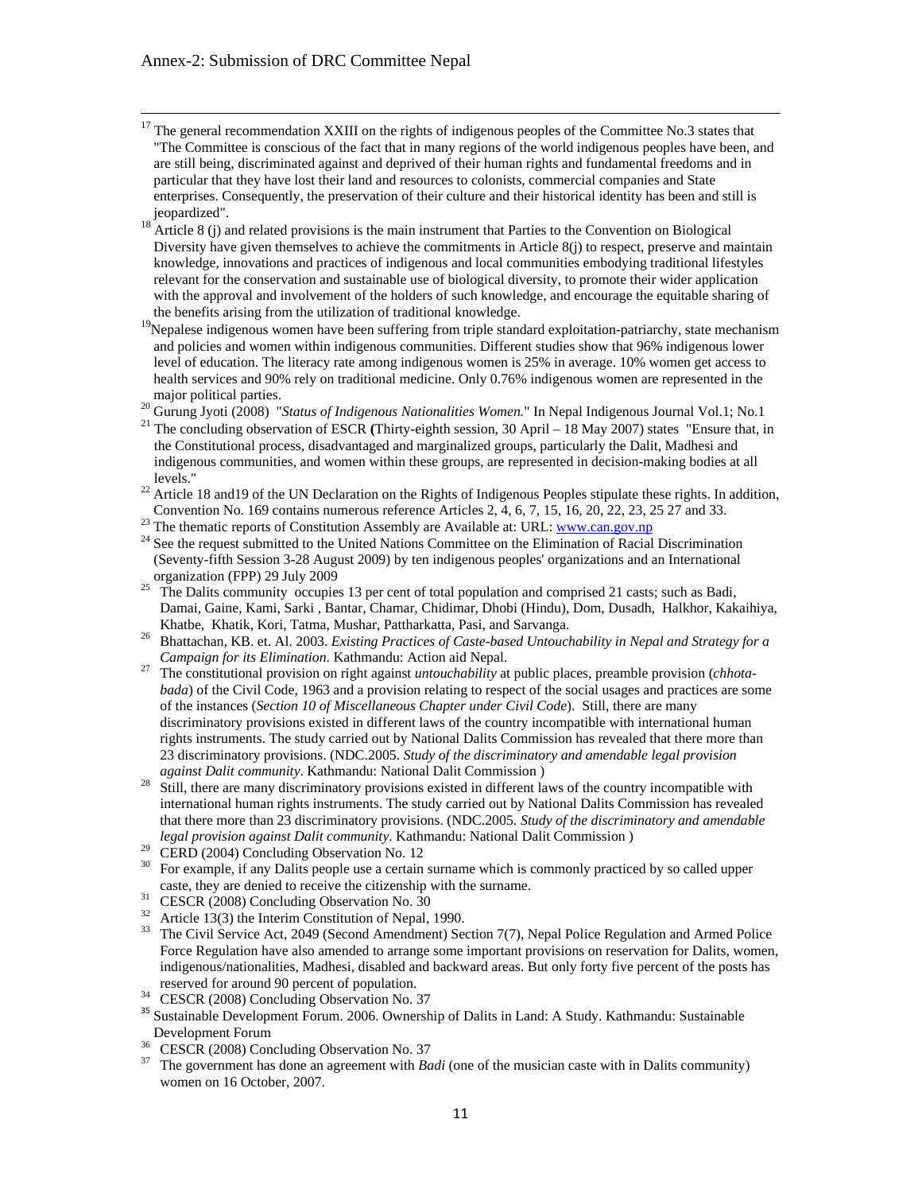[17] The general recommendation XXIII on the rights of indigenous peoples of the Committee No.3 states that "The Committee is conscious of the fact that in many regions of the world indigenous peoples have been, and are still being, discriminated against and deprived of their human rights and fundamental freedoms and in particular that they have lost their land and resources to colonists, commercial companies and State enterprises. Consequently, the preservation of their culture and their historical identity has been and still is jeopardized".

[18] Article 8 (j) and related provisions is the main instrument that Parties to the Convention on Biological Diversity have given themselves to achieve the commitments in Article 8(j) to respect, preserve and maintain knowledge, innovations and practices of indigenous and local communities embodying traditional lifestyles relevant for the conservation and sustainable use of biological diversity, to promote their wider application with the approval and involvement of the holders of such knowledge, and encourage the equitable sharing of the benefits arising from the utilization of traditional knowledge.

[19] Nepalese indigenous women have been suffering from triple standard exploitation-patriarchy, state mechanism and policies and women within indigenous communities. Different studies show that 96% indigenous lower level of education. The literacy rate among indigenous women is 25% in average. 10% women get access to health services and 90% rely on traditional medicine. Only 0.76% indigenous women are represented in the major political parties.

[20] Gurung Jyoti (2008) "*Status of Indigenous Nationalities Women.*" In Nepal Indigenous Journal Vol.1; No.1

[21] The concluding observation of ESCR (Thirty-eighth session, 30 April – 18 May 2007) states "Ensure that, in the Constitutional process, disadvantaged and marginalized groups, particularly the Dalit, Madhesi and indigenous communities, and women within these groups, are represented in decision-making bodies at all levels."

[22] Article 18 and19 of the UN Declaration on the Rights of Indigenous Peoples stipulate these rights. In addition, Convention No. 169 contains numerous reference Articles 2, 4, 6, 7, 15, 16, 20, 22, 23, 25 27 and 33.

[23] The thematic reports of Constitution Assembly are Available at: URL: www.can.gov.np

[24] See the request submitted to the United Nations Committee on the Elimination of Racial Discrimination (Seventy-fifth Session 3-28 August 2009) by ten indigenous peoples' organizations and an International organization (FPP) 29 July 2009

[25] The Dalits community occupies 13 per cent of total population and comprised 21 casts; such as Badi, Damai, Gaine, Kami, Sarki , Bantar, Chamar, Chidimar, Dhobi (Hindu), Dom, Dusadh, Halkhor, Kakaihiya, Khatbe, Khatik, Kori, Tatma, Mushar, Pattharkatta, Pasi, and Sarvanga.

[26] Bhattachan, KB. et. Al. 2003. *Existing Practices of Caste-based Untouchability in Nepal and Strategy for a Campaign for its Elimination.* Kathmandu: Action aid Nepal.

[27] The constitutional provision on right against *untouchability* at public places, preamble provision (*chhota-bada*) of the Civil Code, 1963 and a provision relating to respect of the social usages and practices are some of the instances (*Section 10 of Miscellaneous Chapter under Civil Code*). Still, there are many discriminatory provisions existed in different laws of the country incompatible with international human rights instruments. The study carried out by National Dalits Commission has revealed that there more than 23 discriminatory provisions. (NDC.2005. *Study of the discriminatory and amendable legal provision against Dalit community*. Kathmandu: National Dalit Commission )

[28] Still, there are many discriminatory provisions existed in different laws of the country incompatible with international human rights instruments. The study carried out by National Dalits Commission has revealed that there more than 23 discriminatory provisions. (NDC.2005. *Study of the discriminatory and amendable legal provision against Dalit community*. Kathmandu: National Dalit Commission )

[29] CERD (2004) Concluding Observation No. 12

[30] For example, if any Dalits people use a certain surname which is commonly practiced by so called upper caste, they are denied to receive the citizenship with the surname.

[31] CESCR (2008) Concluding Observation No. 30

[32] Article 13(3) the Interim Constitution of Nepal, 1990.

[33] The Civil Service Act, 2049 (Second Amendment) Section 7(7), Nepal Police Regulation and Armed Police Force Regulation have also amended to arrange some important provisions on reservation for Dalits, women, indigenous/nationalities, Madhesi, disabled and backward areas. But only forty five percent of the posts has reserved for around 90 percent of population.

[34] CESCR (2008) Concluding Observation No. 37

[35] Sustainable Development Forum. 2006. Ownership of Dalits in Land: A Study. Kathmandu: Sustainable Development Forum

[36] CESCR (2008) Concluding Observation No. 37

[37] The government has done an agreement with *Badi* (one of the musician caste with in Dalits community) women on 16 October, 2007.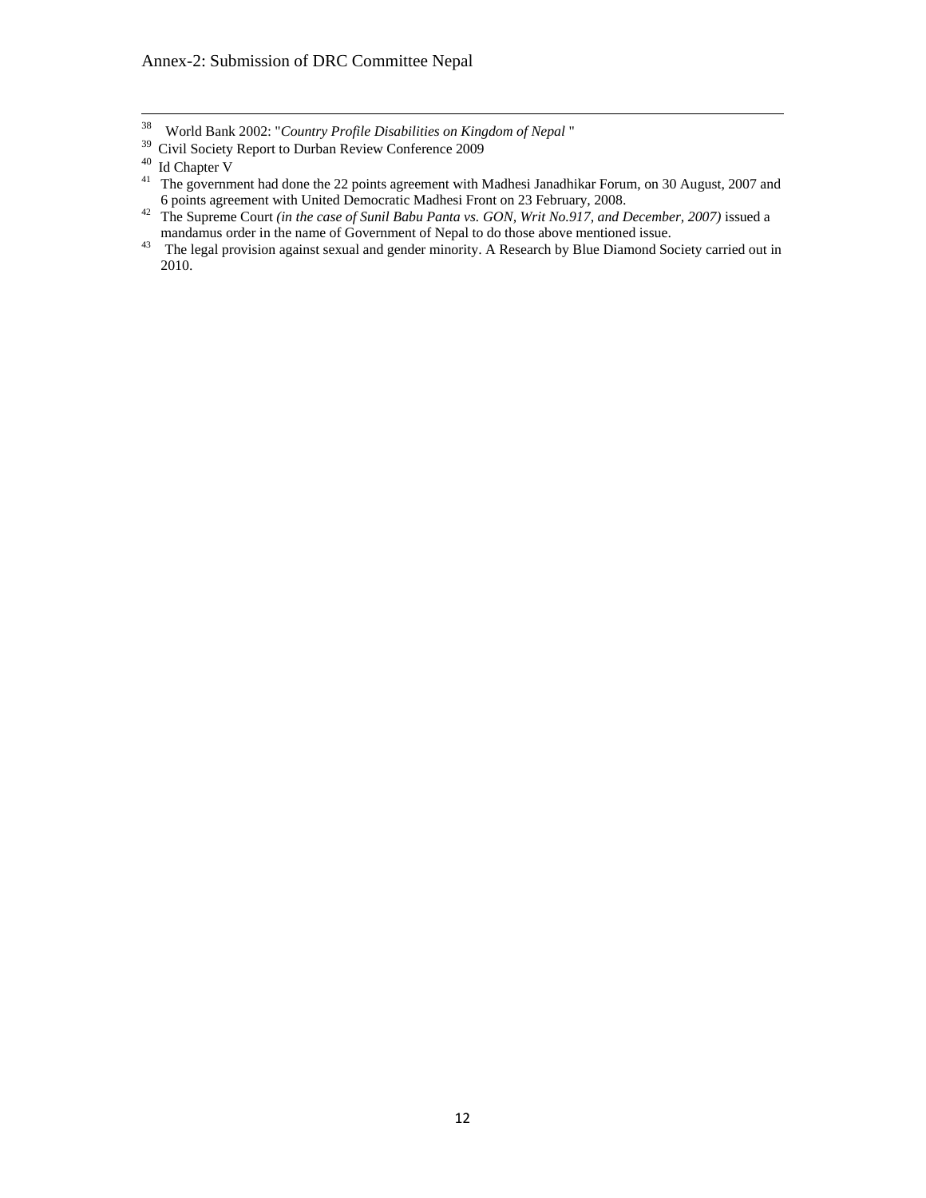[38] World Bank 2002: "*Country Profile Disabilities on Kingdom of Nepal* "

[39] Civil Society Report to Durban Review Conference 2009

[40] Id Chapter V

[41] The government had done the 22 points agreement with Madhesi Janadhikar Forum, on 30 August, 2007 and 6 points agreement with United Democratic Madhesi Front on 23 February, 2008.

[42] The Supreme Court *(in the case of Sunil Babu Panta vs. GON, Writ No.917, and December, 2007)* issued a mandamus order in the name of Government of Nepal to do those above mentioned issue.

[43] The legal provision against sexual and gender minority. A Research by Blue Diamond Society carried out in 2010.